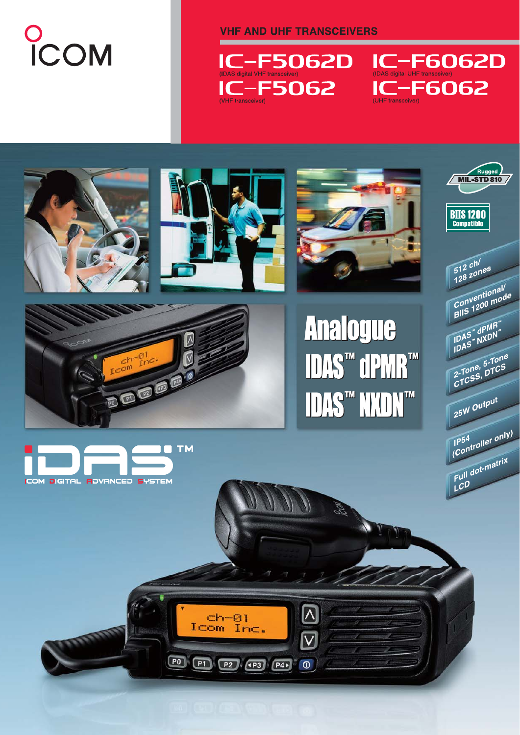ICOM

VHF AND UHF TRANSCEIVERS

# IC-F5062D
(IDAS digital VHF transceiver)

# IC-F5062
(VHF transceiver)

# IC-F6062D
(IDAS digital UHF transceiver)

# IC-F6062
(UHF transceiver)

Rugged MIL-STD 810

BIIS 1200 Compatible

- 512 ch/ 128 zones
- Conventional/ BIIS 1200 mode
- IDAS™ dPMR™ IDAS™ NXDN™
- 2-Tone, 5-Tone CTCSS, DTCS
- 25W Output
- IP54 (Controller only)
- Full dot-matrix LCD

## Analogue
## IDAS™ dPMR™
## IDAS™ NXDN™

iDAS™
ICOM DIGITAL ADVANCED SYSTEM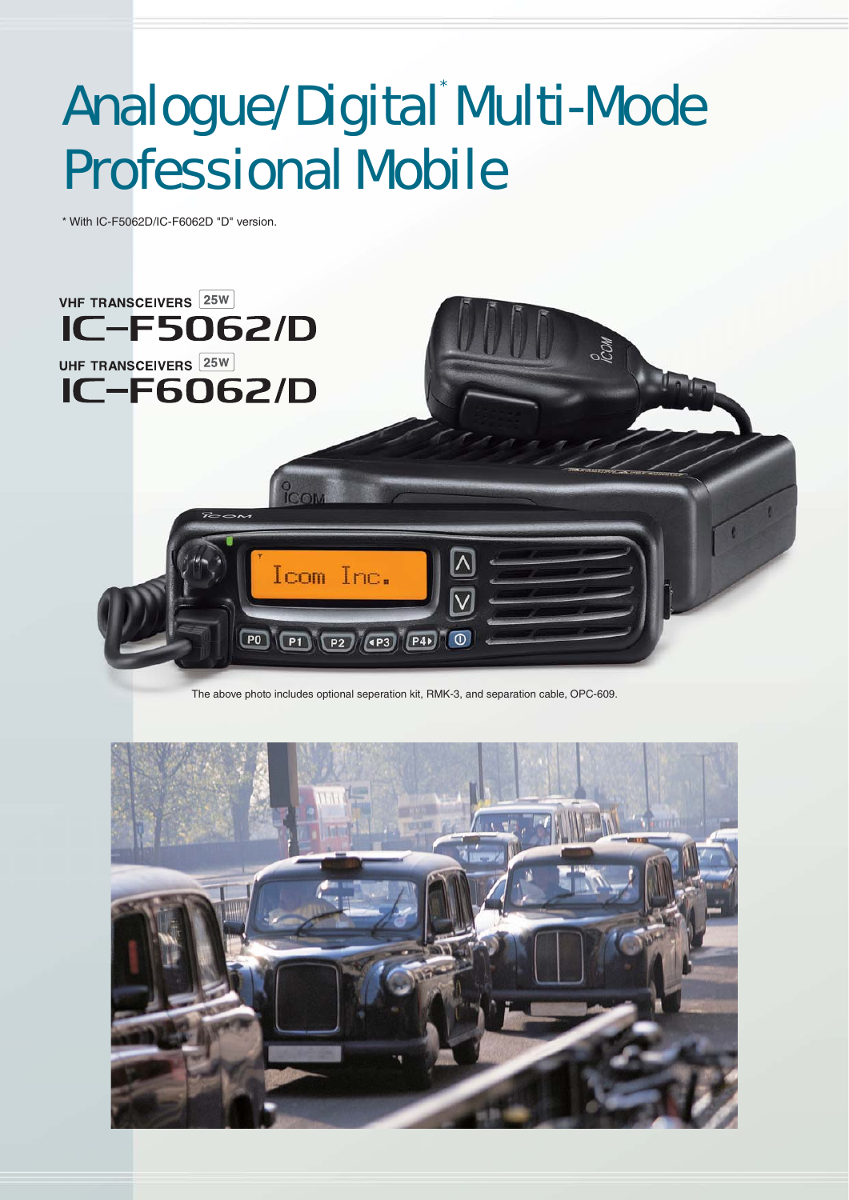# Analogue/Digital* Multi-Mode Professional Mobile

* With IC-F5062D/IC-F6062D "D" version.

VHF TRANSCEIVERS 25W

## IC-F5062/D

UHF TRANSCEIVERS 25W

## IC-F6062/D

The above photo includes optional seperation kit, RMK-3, and separation cable, OPC-609.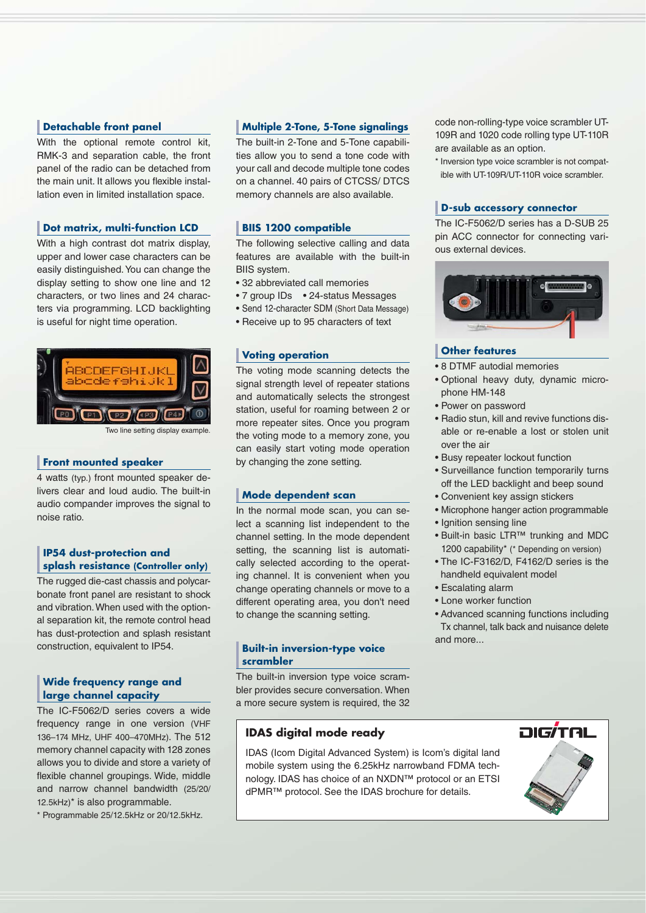### Detachable front panel

With the optional remote control kit, RMK-3 and separation cable, the front panel of the radio can be detached from the main unit. It allows you flexible installation even in limited installation space.

### Dot matrix, multi-function LCD

With a high contrast dot matrix display, upper and lower case characters can be easily distinguished. You can change the display setting to show one line and 12 characters, or two lines and 24 characters via programming. LCD backlighting is useful for night time operation.

Two line setting display example.

### Front mounted speaker

4 watts (typ.) front mounted speaker delivers clear and loud audio. The built-in audio compander improves the signal to noise ratio.

### IP54 dust-protection and splash resistance (Controller only)

The rugged die-cast chassis and polycarbonate front panel are resistant to shock and vibration. When used with the optional separation kit, the remote control head has dust-protection and splash resistant construction, equivalent to IP54.

### Wide frequency range and large channel capacity

The IC-F5062/D series covers a wide frequency range in one version (VHF 136–174 MHz, UHF 400–470MHz). The 512 memory channel capacity with 128 zones allows you to divide and store a variety of flexible channel groupings. Wide, middle and narrow channel bandwidth (25/20/12.5kHz)* is also programmable.

* Programmable 25/12.5kHz or 20/12.5kHz.

### Multiple 2-Tone, 5-Tone signalings

The built-in 2-Tone and 5-Tone capabilities allow you to send a tone code with your call and decode multiple tone codes on a channel. 40 pairs of CTCSS/ DTCS memory channels are also available.

### BIIS 1200 compatible

The following selective calling and data features are available with the built-in BIIS system.

- 32 abbreviated call memories
- 7 group IDs
- 24-status Messages
- Send 12-character SDM (Short Data Message)
- Receive up to 95 characters of text

### Voting operation

The voting mode scanning detects the signal strength level of repeater stations and automatically selects the strongest station, useful for roaming between 2 or more repeater sites. Once you program the voting mode to a memory zone, you can easily start voting mode operation by changing the zone setting.

### Mode dependent scan

In the normal mode scan, you can select a scanning list independent to the channel setting. In the mode dependent setting, the scanning list is automatically selected according to the operating channel. It is convenient when you change operating channels or move to a different operating area, you don't need to change the scanning setting.

### Built-in inversion-type voice scrambler

The built-in inversion type voice scrambler provides secure conversation. When a more secure system is required, the 32 code non-rolling-type voice scrambler UT-109R and 1020 code rolling type UT-110R are available as an option.

* Inversion type voice scrambler is not compatible with UT-109R/UT-110R voice scrambler.

### D-sub accessory connector

The IC-F5062/D series has a D-SUB 25 pin ACC connector for connecting various external devices.

### Other features

- 8 DTMF autodial memories
- Optional heavy duty, dynamic microphone HM-148
- Power on password
- Radio stun, kill and revive functions disable or re-enable a lost or stolen unit over the air
- Busy repeater lockout function
- Surveillance function temporarily turns off the LED backlight and beep sound
- Convenient key assign stickers
- Microphone hanger action programmable
- Ignition sensing line
- Built-in basic LTR™ trunking and MDC 1200 capability* (* Depending on version)
- The IC-F3162/D, F4162/D series is the handheld equivalent model
- Escalating alarm
- Lone worker function
- Advanced scanning functions including Tx channel, talk back and nuisance delete

and more...

### IDAS digital mode ready

IDAS (Icom Digital Advanced System) is Icom's digital land mobile system using the 6.25kHz narrowband FDMA technology. IDAS has choice of an NXDN™ protocol or an ETSI dPMR™ protocol. See the IDAS brochure for details.

DIGITAL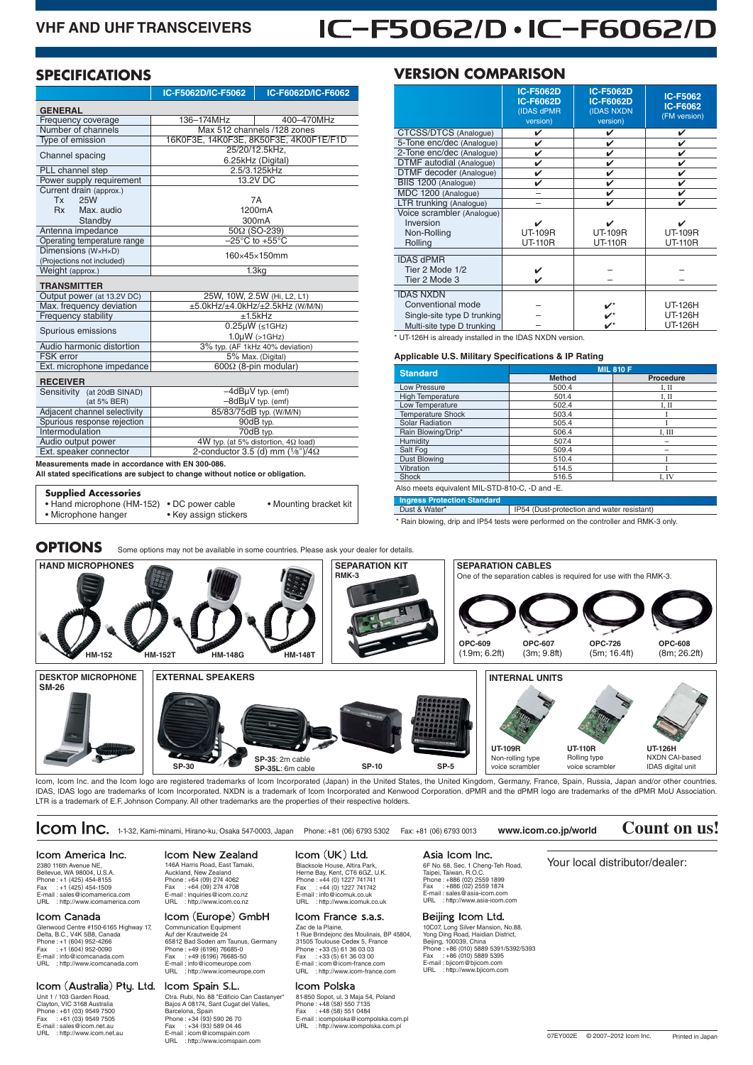# VHF AND UHF TRANSCEIVERS IC-F5062/D • IC-F6062/D

## SPECIFICATIONS

| | IC-F5062D/IC-F5062 | IC-F6062D/IC-F6062 |
|---|---|---|
| **GENERAL** | | |
| Frequency coverage | 136–174MHz | 400–470MHz |
| Number of channels | Max 512 channels /128 zones | |
| Type of emission | 16K0F3E, 14K0F3E, 8K50F3E, 4K00F1E/F1D | |
| Channel spacing | 25/20/12.5kHz, 6.25kHz (Digital) | |
| PLL channel step | 2.5/3.125kHz | |
| Power supply requirement | 13.2V DC | |
| Current drain (approx.) Tx 25W | 7A | |
| Rx Max. audio | 1200mA | |
| Standby | 300mA | |
| Antenna impedance | 50Ω (SO-239) | |
| Operating temperature range | –25°C to +55°C | |
| Dimensions (W×H×D) (Projections not included) | 160×45×150mm | |
| Weight (approx.) | 1.3kg | |
| **TRANSMITTER** | | |
| Output power (at 13.2V DC) | 25W, 10W, 2.5W (Hi, L2, L1) | |
| Max. frequency deviation | ±5.0kHz/±4.0kHz/±2.5kHz (W/M/N) | |
| Frequency stability | ±1.5kHz | |
| Spurious emissions | 0.25μW (≤1GHz) 1.0μW (>1GHz) | |
| Audio harmonic distortion | 3% typ. (AF 1kHz 40% deviation) | |
| FSK error | 5% Max. (Digital) | |
| Ext. microphone impedance | 600Ω (8-pin modular) | |
| **RECEIVER** | | |
| Sensitivity (at 20dB SINAD) | –4dBμV typ. (emf) | |
| (at 5% BER) | –8dBμV typ. (emf) | |
| Adjacent channel selectivity | 85/83/75dB typ. (W/M/N) | |
| Spurious response rejection | 90dB typ. | |
| Intermodulation | 70dB typ. | |
| Audio output power | 4W typ. (at 5% distortion, 4Ω load) | |
| Ext. speaker connector | 2-conductor 3.5 (d) mm (⅛")/4Ω | |

**Measurements made in accordance with EN 300-086.**
**All stated specifications are subject to change without notice or obligation.**

### Supplied Accessories
- Hand microphone (HM-152)
- Microphone hanger
- DC power cable
- Key assign stickers
- Mounting bracket kit

## VERSION COMPARISON

| | IC-F5062D IC-F6062D (IDAS dPMR version) | IC-F5062D IC-F6062D (IDAS NXDN version) | IC-F5062 IC-F6062 (FM version) |
|---|---|---|---|
| CTCSS/DTCS (Analogue) | ✔ | ✔ | ✔ |
| 5-Tone enc/dec (Analogue) | ✔ | ✔ | ✔ |
| 2-Tone enc/dec (Analogue) | ✔ | ✔ | ✔ |
| DTMF autodial (Analogue) | ✔ | ✔ | ✔ |
| DTMF decoder (Analogue) | ✔ | ✔ | ✔ |
| BIIS 1200 (Analogue) | ✔ | ✔ | ✔ |
| MDC 1200 (Analogue) | – | ✔ | ✔ |
| LTR trunking (Analogue) | – | ✔ | ✔ |
| Voice scrambler (Analogue) | | | |
| Inversion | ✔ | ✔ | ✔ |
| Non-Rolling | UT-109R | UT-109R | UT-109R |
| Rolling | UT-110R | UT-110R | UT-110R |
| IDAS dPMR | | | |
| Tier 2 Mode 1/2 | ✔ | – | – |
| Tier 2 Mode 3 | ✔ | – | – |
| IDAS NXDN | | | |
| Conventional mode | – | ✔* | UT-126H |
| Single-site type D trunking | – | ✔* | UT-126H |
| Multi-site type D trunking | – | ✔* | UT-126H |

\* UT-126H is already installed in the IDAS NXDN version.

### Applicable U.S. Military Specifications & IP Rating

| Standard | MIL 810 F | |
|---|---|---|
| | Method | Procedure |
| Low Pressure | 500.4 | I, II |
| High Temperature | 501.4 | I, II |
| Low Temperature | 502.4 | I, II |
| Temperature Shock | 503.4 | I |
| Solar Radiation | 505.4 | I |
| Rain Blowing/Drip* | 506.4 | I, III |
| Humidity | 507.4 | – |
| Salt Fog | 509.4 | – |
| Dust Blowing | 510.4 | I |
| Vibration | 514.5 | I |
| Shock | 516.5 | I, IV |

Also meets equivalent MIL-STD-810-C, -D and -E.

| Ingress Protection Standard | |
|---|---|
| Dust & Water* | IP54 (Dust-protection and water resistant) |

\* Rain blowing, drip and IP54 tests were performed on the controller and RMK-3 only.

## OPTIONS

Some options may not be available in some countries. Please ask your dealer for details.

**HAND MICROPHONES**
HM-152, HM-152T, HM-148G, HM-148T

**SEPARATION KIT**
RMK-3

**SEPARATION CABLES**
One of the separation cables is required for use with the RMK-3.
OPC-609 (1.9m; 6.2ft), OPC-607 (3m; 9.8ft), OPC-726 (5m; 16.4ft), OPC-608 (8m; 26.2ft)

**DESKTOP MICROPHONE**
SM-26

**EXTERNAL SPEAKERS**
SP-30, SP-35: 2m cable, SP-35L: 6m cable, SP-10, SP-5

**INTERNAL UNITS**
UT-109R Non-rolling type voice scrambler
UT-110R Rolling type voice scrambler
UT-126H NXDN CAI-based IDAS digital unit

Icom, Icom Inc. and the Icom logo are registered trademarks of Icom Incorporated (Japan) in the United States, the United Kingdom, Germany, France, Spain, Russia, Japan and/or other countries. IDAS, IDAS logo are trademarks of Icom Incorporated. NXDN is a trademark of Icom Incorporated and Kenwood Corporation. dPMR and the dPMR logo are trademarks of the dPMR MoU Association. LTR is a trademark of E.F. Johnson Company. All other trademarks are the properties of their respective holders.

**Icom Inc.** 1-1-32, Kami-minami, Hirano-ku, Osaka 547-0003, Japan Phone: +81 (06) 6793 5302 Fax: +81 (06) 6793 0013 **www.icom.co.jp/world** **Count on us!**

**Icom America Inc.**
2380 116th Avenue NE, Bellevue, WA 98004, U.S.A.
Phone : +1 (425) 454-8155
Fax : +1 (425) 454-1509
E-mail : sales@icomamerica.com
URL : http://www.icomamerica.com

**Icom Canada**
Glenwood Centre #150-6165 Highway 17, Delta, B.C., V4K 5B8, Canada
Phone : +1 (604) 952-4266
Fax : +1 (604) 952-0090
E-mail : info@icomcanada.com
URL : http://www.icomcanada.com

**Icom (Australia) Pty. Ltd.**
Unit 1 / 103 Garden Road, Clayton, VIC 3168 Australia
Phone : +61 (03) 9549 7500
Fax : +61 (03) 9549 7505
E-mail : sales@icom.net.au
URL : http://www.icom.net.au

**Icom New Zealand**
146A Harris Road, East Tamaki, Auckland, New Zealand
Phone : +64 (09) 274 4062
Fax : +64 (09) 274 4708
E-mail : inquiries@icom.co.nz
URL : http://www.icom.co.nz

**Icom (Europe) GmbH**
Communication Equipment
Auf der Krautweide 24
65812 Bad Soden am Taunus, Germany
Phone : +49 (6196) 76685-0
Fax : +49 (6196) 76685-50
E-mail : info@icomeurope.com
URL : http://www.icomeurope.com

**Icom Spain S.L.**
Ctra. Rubi, No. 88 "Edificio Can Castanyer" Bajos A 08174, Sant Cugat del Valles, Barcelona, Spain
Phone : +34 (93) 590 26 70
Fax : +34 (93) 589 04 46
E-mail : icom@icomspain.com
URL : http://www.icomspain.com

**Icom (UK) Ltd.**
Blacksole House, Altira Park, Herne Bay, Kent, CT6 6GZ, U.K.
Phone : +44 (0) 1227 741741
Fax : +44 (0) 1227 741742
E-mail : info@icomuk.co.uk
URL : http://www.icomuk.co.uk

**Icom France s.a.s.**
Zac de la Plaine, 1 Rue Brindejonc des Moulinais, BP 45804, 31505 Toulouse Cedex 5, France
Phone : +33 (5) 61 36 03 03
Fax : +33 (5) 61 36 03 00
E-mail : icom@icom-france.com
URL : http://www.icom-france.com

**Icom Polska**
81-850 Sopot, ul. 3 Maja 54, Poland
Phone : +48 (58) 550 7135
Fax : +48 (58) 551 0484
E-mail : icompolska@icompolska.com.pl
URL : http://www.icompolska.com.pl

**Asia Icom Inc.**
6F No. 68, Sec. 1 Cheng-Teh Road, Taipei, Taiwan, R.O.C.
Phone : +886 (02) 2559 1899
Fax : +886 (02) 2559 1874
E-mail : sales@asia-icom.com
URL : http://www.asia-icom.com

**Beijing Icom Ltd.**
10C07, Long Silver Mansion, No.88, Yong Ding Road, Haidian District, Beijing, 100039, China
Phone : +86 (010) 5889 5391/5392/5393
Fax : +86 (010) 5889 5395
E-mail : bjicom@bjicom.com
URL : http://www.bjicom.com

Your local distributor/dealer:

07EY002E © 2007–2012 Icom Inc. Printed in Japan